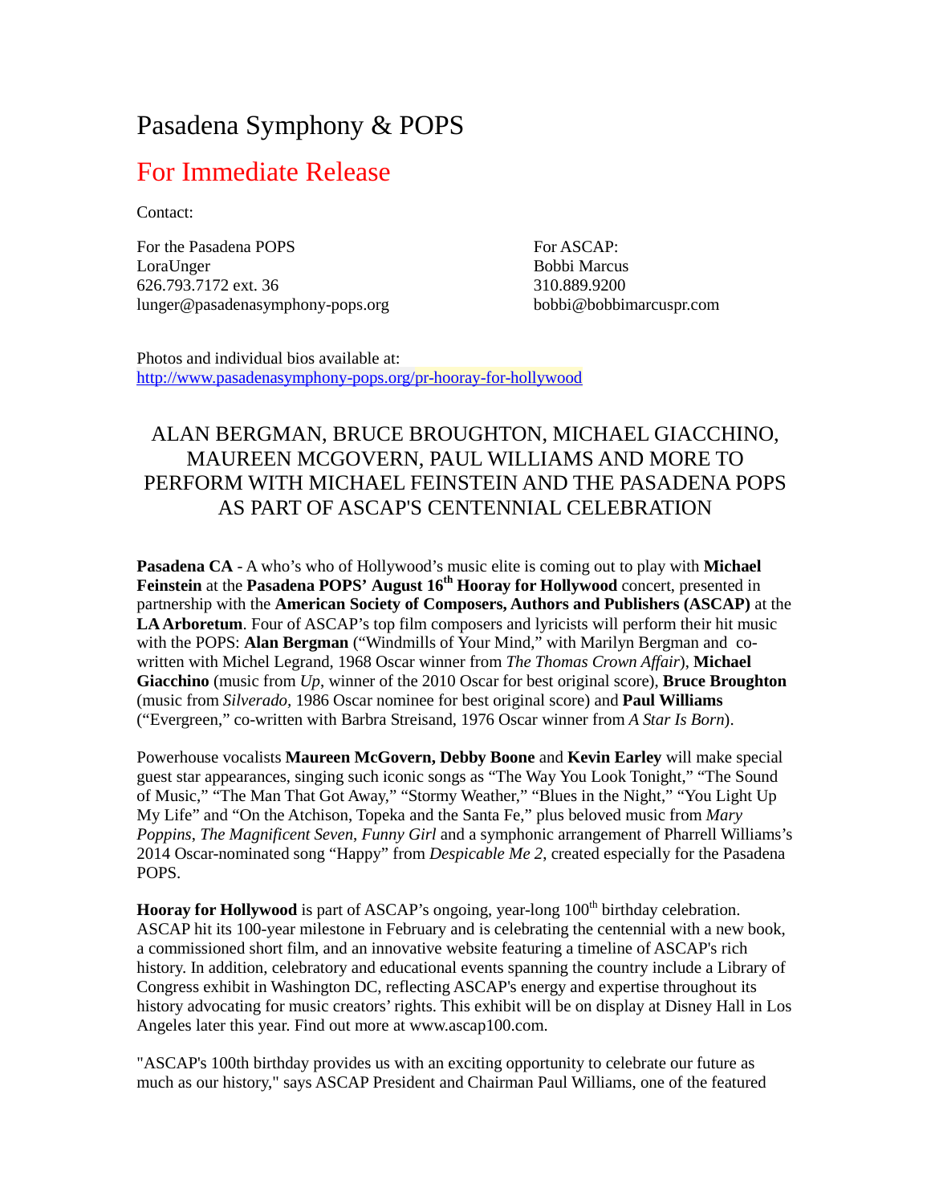# Pasadena Symphony & POPS

## For Immediate Release

Contact:

For the Pasadena POPS
LoraUnger
626.793.7172 ext. 36
lunger@pasadenasymphony-pops.org

For ASCAP:
Bobbi Marcus
310.889.9200
bobbi@bobbimarcuspr.com

Photos and individual bios available at:
http://www.pasadenasymphony-pops.org/pr-hooray-for-hollywood

### ALAN BERGMAN, BRUCE BROUGHTON, MICHAEL GIACCHINO, MAUREEN MCGOVERN, PAUL WILLIAMS AND MORE TO PERFORM WITH MICHAEL FEINSTEIN AND THE PASADENA POPS AS PART OF ASCAP'S CENTENNIAL CELEBRATION

**Pasadena CA** - A who's who of Hollywood's music elite is coming out to play with **Michael Feinstein** at the **Pasadena POPS' August 16th Hooray for Hollywood** concert, presented in partnership with the **American Society of Composers, Authors and Publishers (ASCAP)** at the **LA Arboretum**. Four of ASCAP's top film composers and lyricists will perform their hit music with the POPS: **Alan Bergman** ("Windmills of Your Mind," with Marilyn Bergman and co-written with Michel Legrand, 1968 Oscar winner from *The Thomas Crown Affair*), **Michael Giacchino** (music from *Up*, winner of the 2010 Oscar for best original score), **Bruce Broughton** (music from *Silverado*, 1986 Oscar nominee for best original score) and **Paul Williams** ("Evergreen," co-written with Barbra Streisand, 1976 Oscar winner from *A Star Is Born*).

Powerhouse vocalists **Maureen McGovern, Debby Boone** and **Kevin Earley** will make special guest star appearances, singing such iconic songs as "The Way You Look Tonight," "The Sound of Music," "The Man That Got Away," "Stormy Weather," "Blues in the Night," "You Light Up My Life" and "On the Atchison, Topeka and the Santa Fe," plus beloved music from *Mary Poppins*, *The Magnificent Seven*, *Funny Girl* and a symphonic arrangement of Pharrell Williams's 2014 Oscar-nominated song "Happy" from *Despicable Me 2*, created especially for the Pasadena POPS.

**Hooray for Hollywood** is part of ASCAP's ongoing, year-long 100th birthday celebration. ASCAP hit its 100-year milestone in February and is celebrating the centennial with a new book, a commissioned short film, and an innovative website featuring a timeline of ASCAP's rich history. In addition, celebratory and educational events spanning the country include a Library of Congress exhibit in Washington DC, reflecting ASCAP's energy and expertise throughout its history advocating for music creators' rights. This exhibit will be on display at Disney Hall in Los Angeles later this year. Find out more at www.ascap100.com.

"ASCAP's 100th birthday provides us with an exciting opportunity to celebrate our future as much as our history," says ASCAP President and Chairman Paul Williams, one of the featured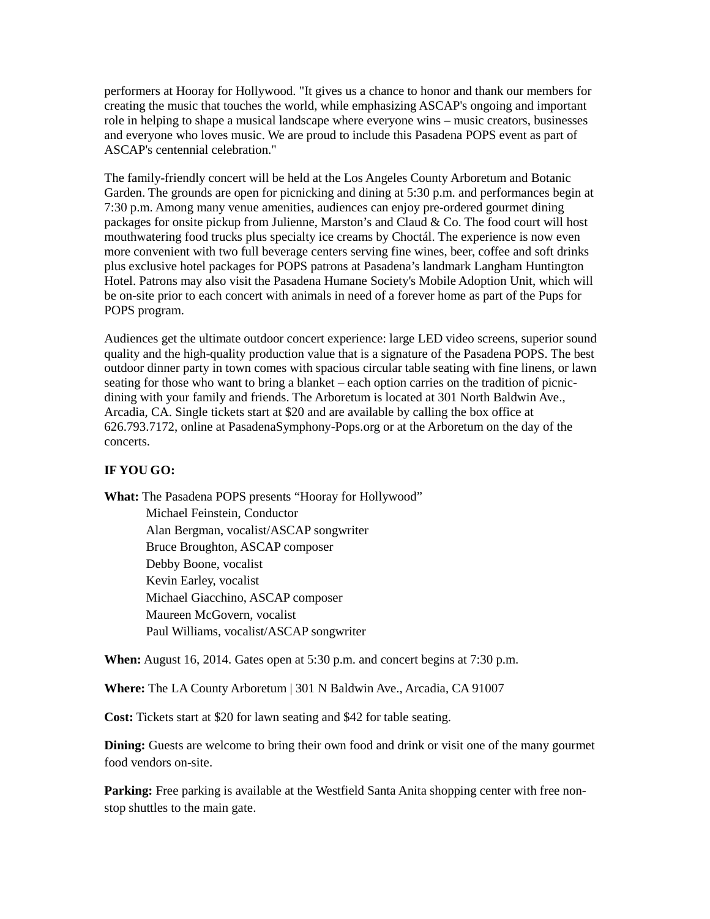performers at Hooray for Hollywood. "It gives us a chance to honor and thank our members for creating the music that touches the world, while emphasizing ASCAP's ongoing and important role in helping to shape a musical landscape where everyone wins – music creators, businesses and everyone who loves music. We are proud to include this Pasadena POPS event as part of ASCAP's centennial celebration."

The family-friendly concert will be held at the Los Angeles County Arboretum and Botanic Garden. The grounds are open for picnicking and dining at 5:30 p.m. and performances begin at 7:30 p.m. Among many venue amenities, audiences can enjoy pre-ordered gourmet dining packages for onsite pickup from Julienne, Marston's and Claud & Co. The food court will host mouthwatering food trucks plus specialty ice creams by Choctál. The experience is now even more convenient with two full beverage centers serving fine wines, beer, coffee and soft drinks plus exclusive hotel packages for POPS patrons at Pasadena's landmark Langham Huntington Hotel. Patrons may also visit the Pasadena Humane Society's Mobile Adoption Unit, which will be on-site prior to each concert with animals in need of a forever home as part of the Pups for POPS program.

Audiences get the ultimate outdoor concert experience: large LED video screens, superior sound quality and the high-quality production value that is a signature of the Pasadena POPS. The best outdoor dinner party in town comes with spacious circular table seating with fine linens, or lawn seating for those who want to bring a blanket – each option carries on the tradition of picnic-dining with your family and friends. The Arboretum is located at 301 North Baldwin Ave., Arcadia, CA. Single tickets start at $20 and are available by calling the box office at 626.793.7172, online at PasadenaSymphony-Pops.org or at the Arboretum on the day of the concerts.

**IF YOU GO:**

**What:** The Pasadena POPS presents "Hooray for Hollywood"
Michael Feinstein, Conductor
Alan Bergman, vocalist/ASCAP songwriter
Bruce Broughton, ASCAP composer
Debby Boone, vocalist
Kevin Earley, vocalist
Michael Giacchino, ASCAP composer
Maureen McGovern, vocalist
Paul Williams, vocalist/ASCAP songwriter

**When:** August 16, 2014. Gates open at 5:30 p.m. and concert begins at 7:30 p.m.

**Where:** The LA County Arboretum | 301 N Baldwin Ave., Arcadia, CA 91007

**Cost:** Tickets start at $20 for lawn seating and $42 for table seating.

**Dining:** Guests are welcome to bring their own food and drink or visit one of the many gourmet food vendors on-site.

**Parking:** Free parking is available at the Westfield Santa Anita shopping center with free non-stop shuttles to the main gate.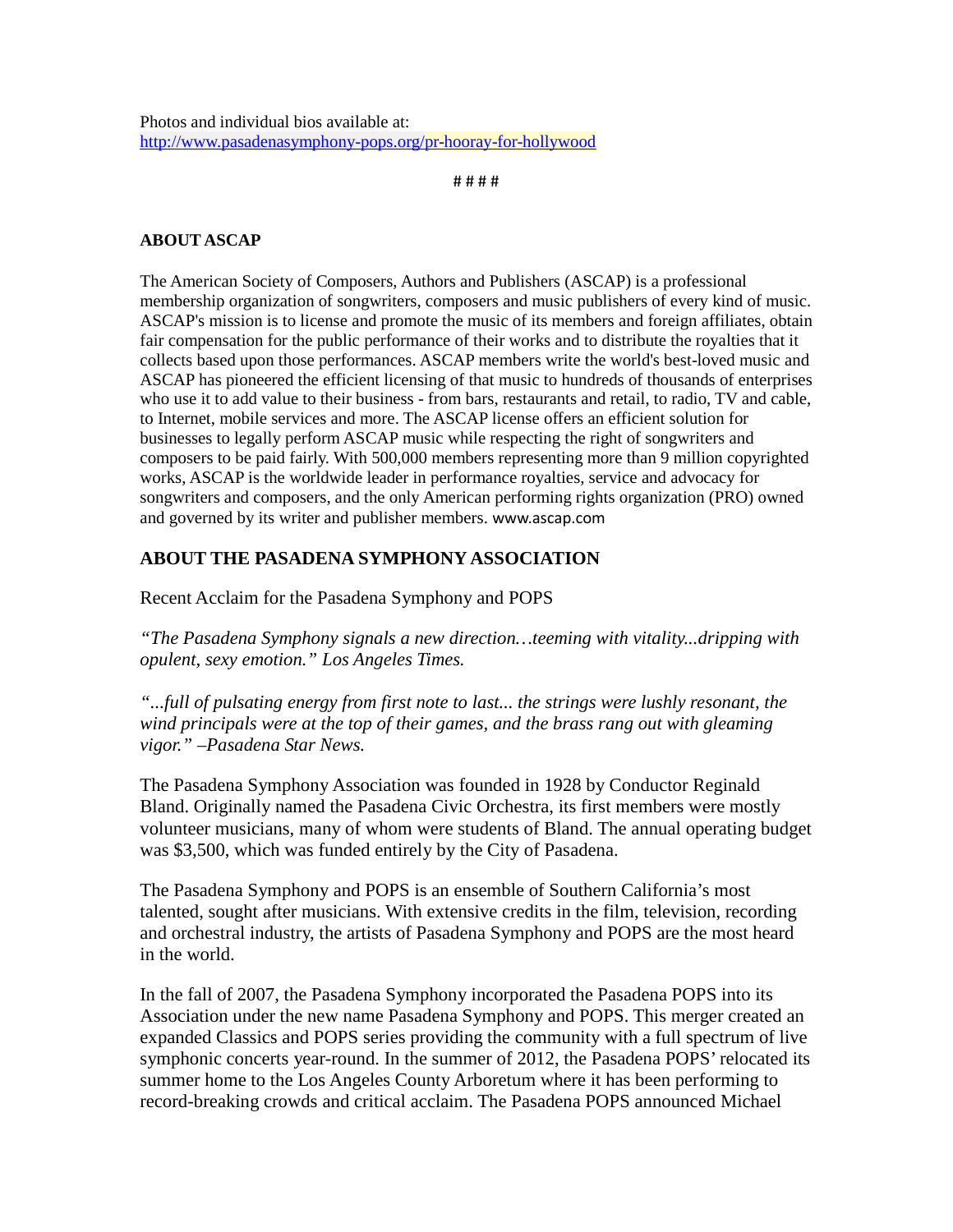Photos and individual bios available at:
http://www.pasadenasymphony-pops.org/pr-hooray-for-hollywood

# # # #

**ABOUT ASCAP**

The American Society of Composers, Authors and Publishers (ASCAP) is a professional membership organization of songwriters, composers and music publishers of every kind of music. ASCAP's mission is to license and promote the music of its members and foreign affiliates, obtain fair compensation for the public performance of their works and to distribute the royalties that it collects based upon those performances. ASCAP members write the world's best-loved music and ASCAP has pioneered the efficient licensing of that music to hundreds of thousands of enterprises who use it to add value to their business - from bars, restaurants and retail, to radio, TV and cable, to Internet, mobile services and more. The ASCAP license offers an efficient solution for businesses to legally perform ASCAP music while respecting the right of songwriters and composers to be paid fairly. With 500,000 members representing more than 9 million copyrighted works, ASCAP is the worldwide leader in performance royalties, service and advocacy for songwriters and composers, and the only American performing rights organization (PRO) owned and governed by its writer and publisher members. www.ascap.com

**ABOUT THE PASADENA SYMPHONY ASSOCIATION**

Recent Acclaim for the Pasadena Symphony and POPS

*"The Pasadena Symphony signals a new direction…teeming with vitality...dripping with opulent, sexy emotion." Los Angeles Times.*

*"...full of pulsating energy from first note to last... the strings were lushly resonant, the wind principals were at the top of their games, and the brass rang out with gleaming vigor." –Pasadena Star News.*

The Pasadena Symphony Association was founded in 1928 by Conductor Reginald Bland. Originally named the Pasadena Civic Orchestra, its first members were mostly volunteer musicians, many of whom were students of Bland. The annual operating budget was $3,500, which was funded entirely by the City of Pasadena.

The Pasadena Symphony and POPS is an ensemble of Southern California's most talented, sought after musicians. With extensive credits in the film, television, recording and orchestral industry, the artists of Pasadena Symphony and POPS are the most heard in the world.

In the fall of 2007, the Pasadena Symphony incorporated the Pasadena POPS into its Association under the new name Pasadena Symphony and POPS. This merger created an expanded Classics and POPS series providing the community with a full spectrum of live symphonic concerts year-round. In the summer of 2012, the Pasadena POPS' relocated its summer home to the Los Angeles County Arboretum where it has been performing to record-breaking crowds and critical acclaim. The Pasadena POPS announced Michael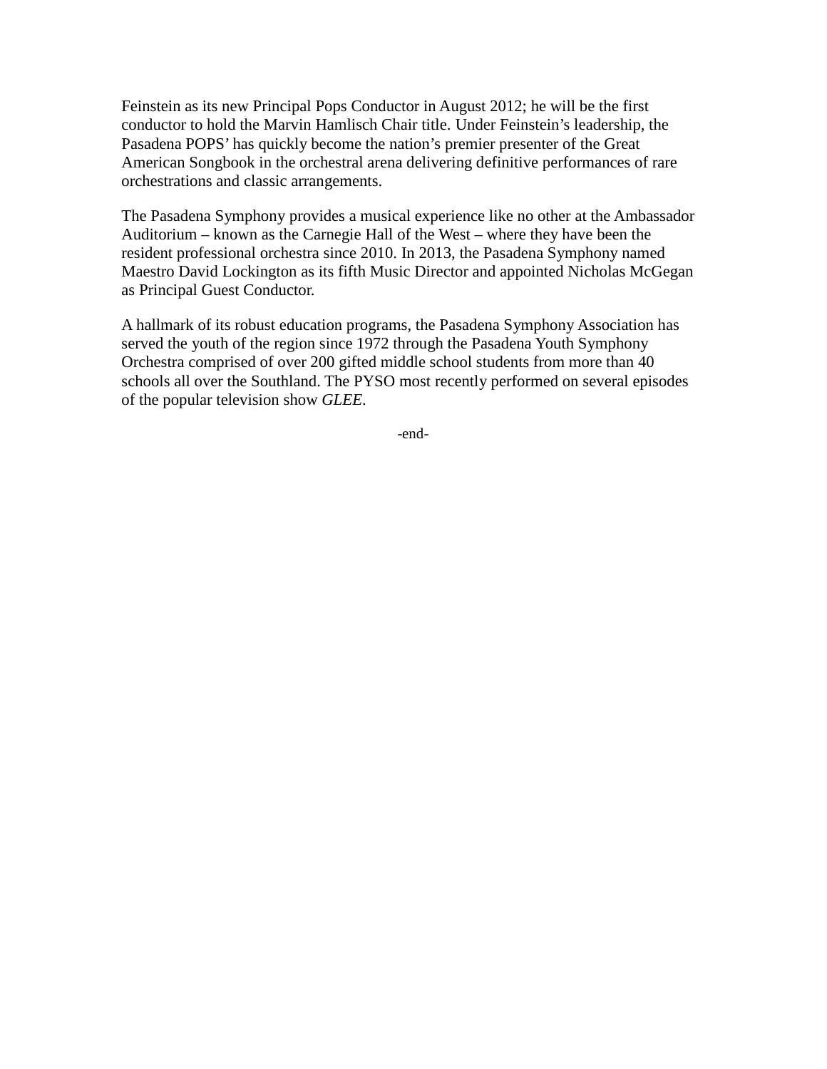Feinstein as its new Principal Pops Conductor in August 2012; he will be the first conductor to hold the Marvin Hamlisch Chair title. Under Feinstein's leadership, the Pasadena POPS' has quickly become the nation's premier presenter of the Great American Songbook in the orchestral arena delivering definitive performances of rare orchestrations and classic arrangements.

The Pasadena Symphony provides a musical experience like no other at the Ambassador Auditorium – known as the Carnegie Hall of the West – where they have been the resident professional orchestra since 2010. In 2013, the Pasadena Symphony named Maestro David Lockington as its fifth Music Director and appointed Nicholas McGegan as Principal Guest Conductor.

A hallmark of its robust education programs, the Pasadena Symphony Association has served the youth of the region since 1972 through the Pasadena Youth Symphony Orchestra comprised of over 200 gifted middle school students from more than 40 schools all over the Southland. The PYSO most recently performed on several episodes of the popular television show *GLEE*.

-end-